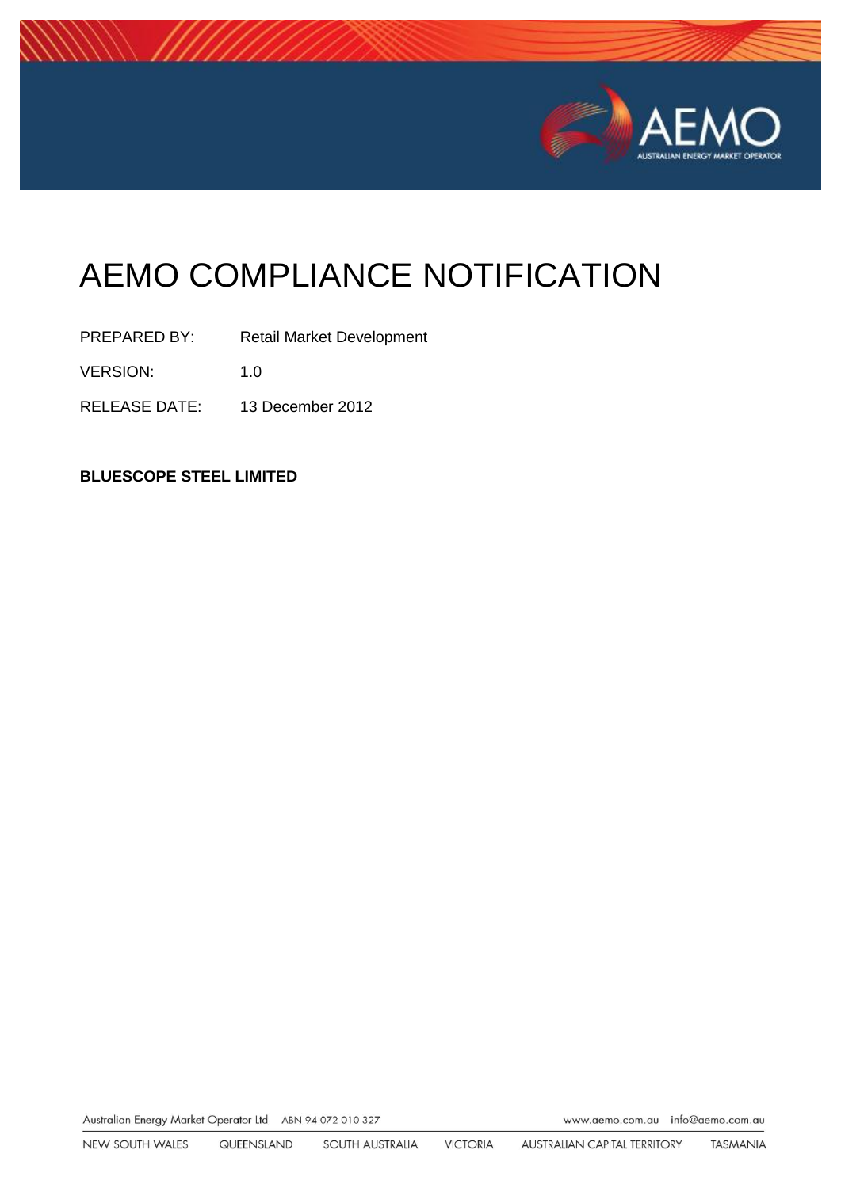# AEMO COMPLIANCE NOTIFICATION

PREPARED BY: Retail Market Development

VERSION: 1.0

RELEASE DATE: 13 December 2012

**BLUESCOPE STEEL LIMITED**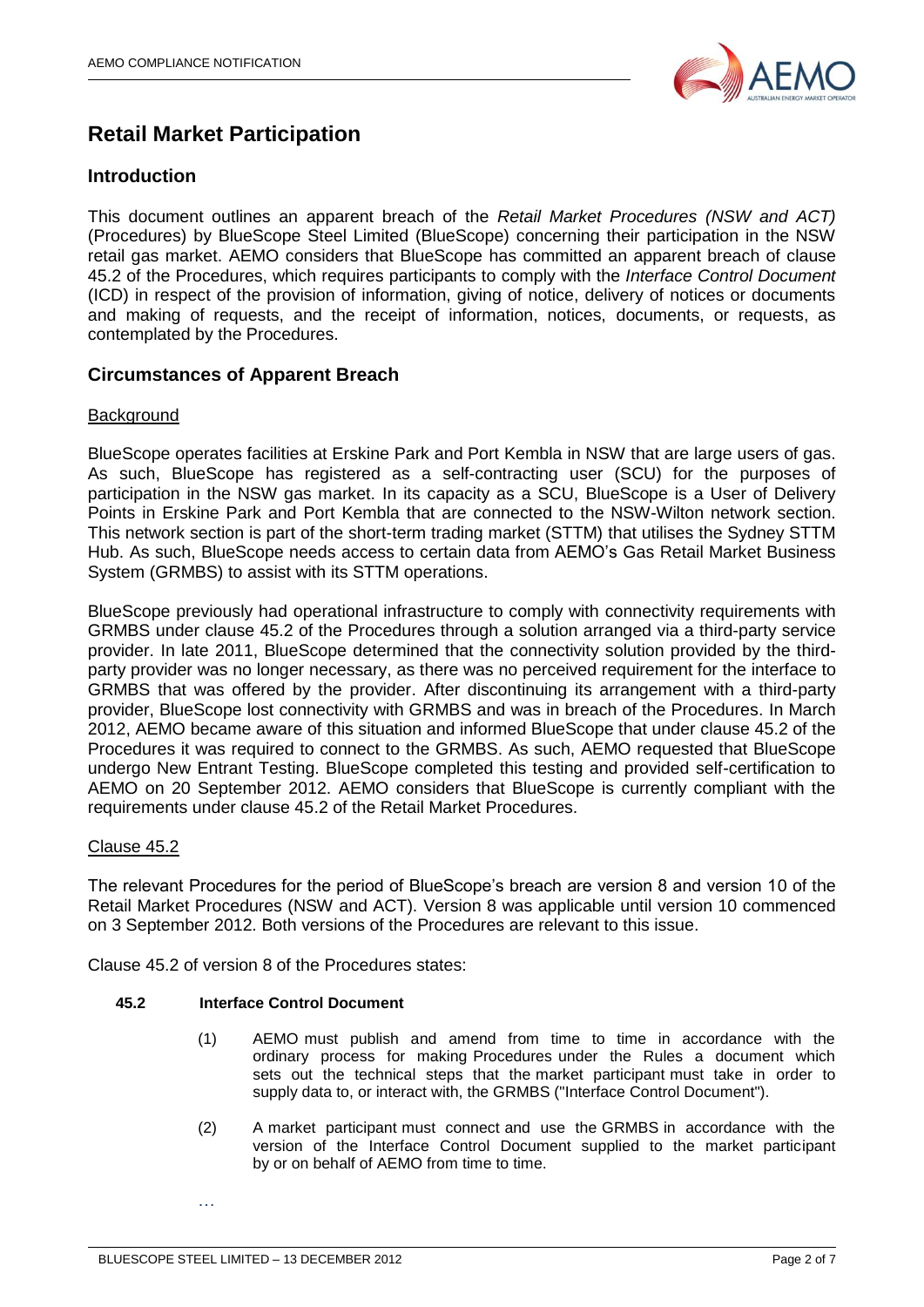## Retail Market Participation

### Introduction

This document outlines an apparent breach of the *Retail Market Procedures (NSW and ACT)* (Procedures) by BlueScope Steel Limited (BlueScope) concerning their participation in the NSW retail gas market. AEMO considers that BlueScope has committed an apparent breach of clause 45.2 of the Procedures, which requires participants to comply with the *Interface Control Document* (ICD) in respect of the provision of information, giving of notice, delivery of notices or documents and making of requests, and the receipt of information, notices, documents, or requests, as contemplated by the Procedures.

### Circumstances of Apparent Breach

Background

BlueScope operates facilities at Erskine Park and Port Kembla in NSW that are large users of gas. As such, BlueScope has registered as a self-contracting user (SCU) for the purposes of participation in the NSW gas market. In its capacity as a SCU, BlueScope is a User of Delivery Points in Erskine Park and Port Kembla that are connected to the NSW-Wilton network section. This network section is part of the short-term trading market (STTM) that utilises the Sydney STTM Hub. As such, BlueScope needs access to certain data from AEMO's Gas Retail Market Business System (GRMBS) to assist with its STTM operations.

BlueScope previously had operational infrastructure to comply with connectivity requirements with GRMBS under clause 45.2 of the Procedures through a solution arranged via a third-party service provider. In late 2011, BlueScope determined that the connectivity solution provided by the third-party provider was no longer necessary, as there was no perceived requirement for the interface to GRMBS that was offered by the provider. After discontinuing its arrangement with a third-party provider, BlueScope lost connectivity with GRMBS and was in breach of the Procedures. In March 2012, AEMO became aware of this situation and informed BlueScope that under clause 45.2 of the Procedures it was required to connect to the GRMBS. As such, AEMO requested that BlueScope undergo New Entrant Testing. BlueScope completed this testing and provided self-certification to AEMO on 20 September 2012. AEMO considers that BlueScope is currently compliant with the requirements under clause 45.2 of the Retail Market Procedures.

Clause 45.2

The relevant Procedures for the period of BlueScope's breach are version 8 and version 10 of the Retail Market Procedures (NSW and ACT). Version 8 was applicable until version 10 commenced on 3 September 2012. Both versions of the Procedures are relevant to this issue.

Clause 45.2 of version 8 of the Procedures states:

**45.2 Interface Control Document**

(1) AEMO must publish and amend from time to time in accordance with the ordinary process for making Procedures under the Rules a document which sets out the technical steps that the market participant must take in order to supply data to, or interact with, the GRMBS ("Interface Control Document").

(2) A market participant must connect and use the GRMBS in accordance with the version of the Interface Control Document supplied to the market participant by or on behalf of AEMO from time to time.

…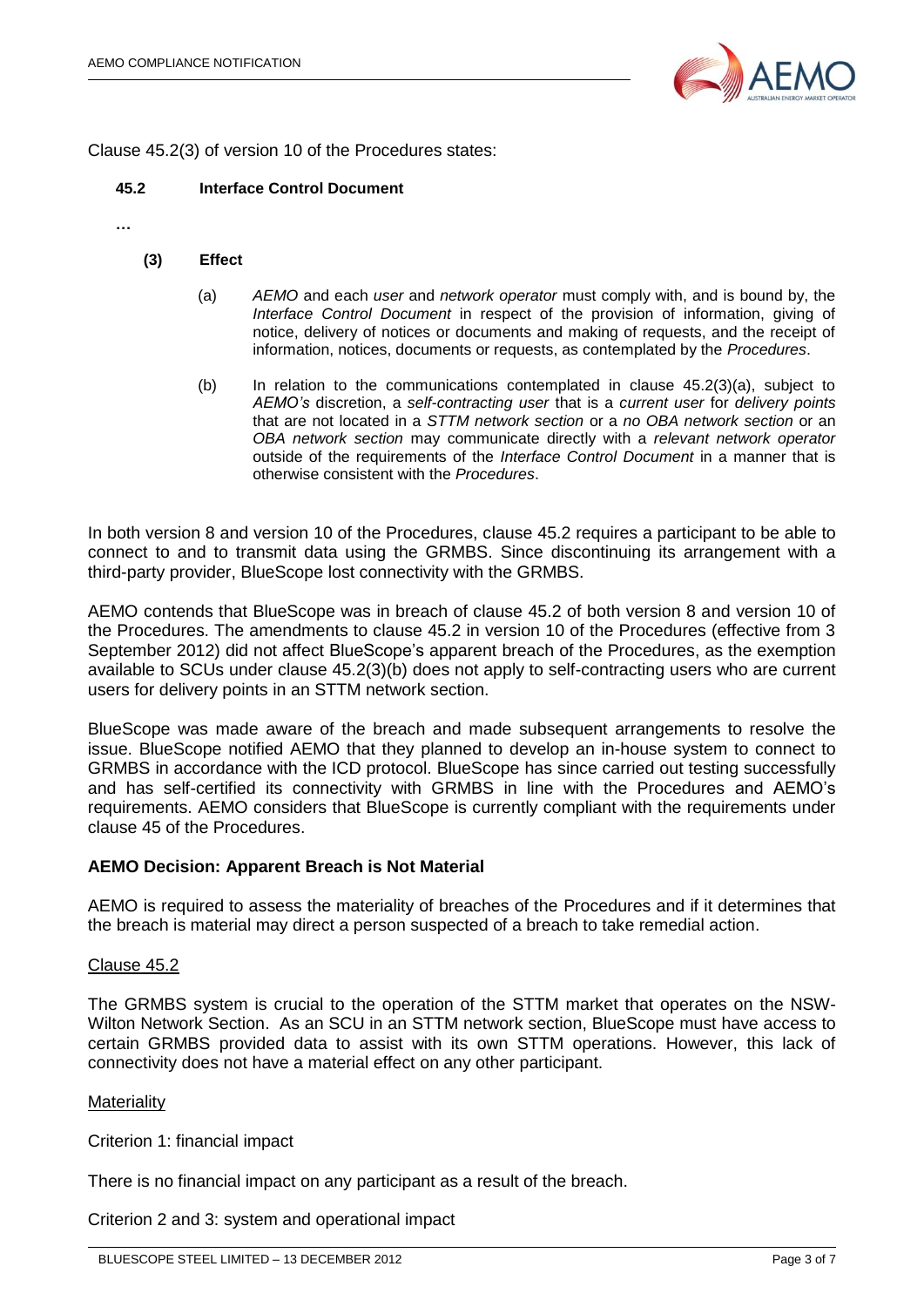Clause 45.2(3) of version 10 of the Procedures states:

**45.2 Interface Control Document**

…

**(3) Effect**

(a) *AEMO* and each *user* and *network operator* must comply with, and is bound by, the *Interface Control Document* in respect of the provision of information, giving of notice, delivery of notices or documents and making of requests, and the receipt of information, notices, documents or requests, as contemplated by the *Procedures*.

(b) In relation to the communications contemplated in clause 45.2(3)(a), subject to *AEMO's* discretion, a *self-contracting user* that is a *current user* for *delivery points* that are not located in a *STTM network section* or a *no OBA network section* or an *OBA network section* may communicate directly with a *relevant network operator* outside of the requirements of the *Interface Control Document* in a manner that is otherwise consistent with the *Procedures*.

In both version 8 and version 10 of the Procedures, clause 45.2 requires a participant to be able to connect to and to transmit data using the GRMBS. Since discontinuing its arrangement with a third-party provider, BlueScope lost connectivity with the GRMBS.

AEMO contends that BlueScope was in breach of clause 45.2 of both version 8 and version 10 of the Procedures. The amendments to clause 45.2 in version 10 of the Procedures (effective from 3 September 2012) did not affect BlueScope's apparent breach of the Procedures, as the exemption available to SCUs under clause 45.2(3)(b) does not apply to self-contracting users who are current users for delivery points in an STTM network section.

BlueScope was made aware of the breach and made subsequent arrangements to resolve the issue. BlueScope notified AEMO that they planned to develop an in-house system to connect to GRMBS in accordance with the ICD protocol. BlueScope has since carried out testing successfully and has self-certified its connectivity with GRMBS in line with the Procedures and AEMO's requirements. AEMO considers that BlueScope is currently compliant with the requirements under clause 45 of the Procedures.

## AEMO Decision: Apparent Breach is Not Material

AEMO is required to assess the materiality of breaches of the Procedures and if it determines that the breach is material may direct a person suspected of a breach to take remedial action.

Clause 45.2

The GRMBS system is crucial to the operation of the STTM market that operates on the NSW-Wilton Network Section. As an SCU in an STTM network section, BlueScope must have access to certain GRMBS provided data to assist with its own STTM operations. However, this lack of connectivity does not have a material effect on any other participant.

Materiality

Criterion 1: financial impact

There is no financial impact on any participant as a result of the breach.

Criterion 2 and 3: system and operational impact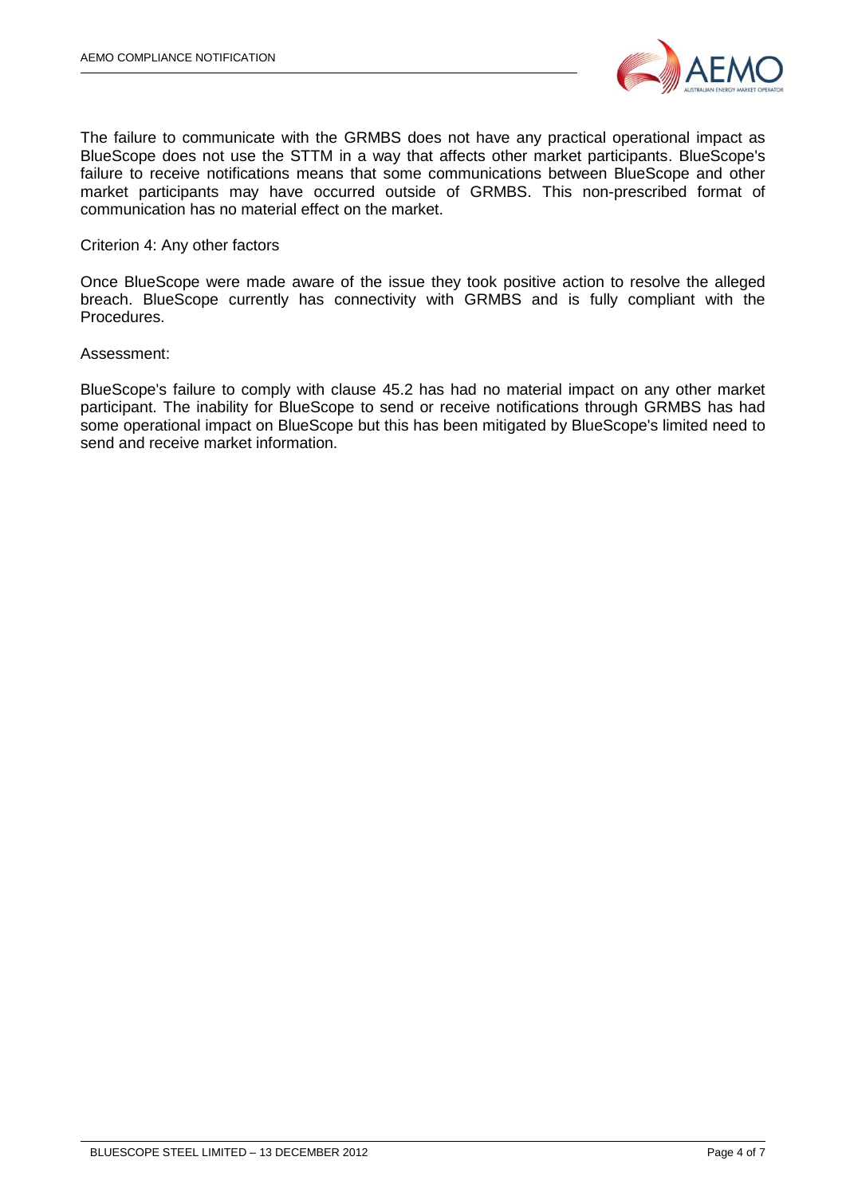The failure to communicate with the GRMBS does not have any practical operational impact as BlueScope does not use the STTM in a way that affects other market participants. BlueScope's failure to receive notifications means that some communications between BlueScope and other market participants may have occurred outside of GRMBS. This non-prescribed format of communication has no material effect on the market.

Criterion 4: Any other factors

Once BlueScope were made aware of the issue they took positive action to resolve the alleged breach. BlueScope currently has connectivity with GRMBS and is fully compliant with the Procedures.

Assessment:

BlueScope's failure to comply with clause 45.2 has had no material impact on any other market participant. The inability for BlueScope to send or receive notifications through GRMBS has had some operational impact on BlueScope but this has been mitigated by BlueScope's limited need to send and receive market information.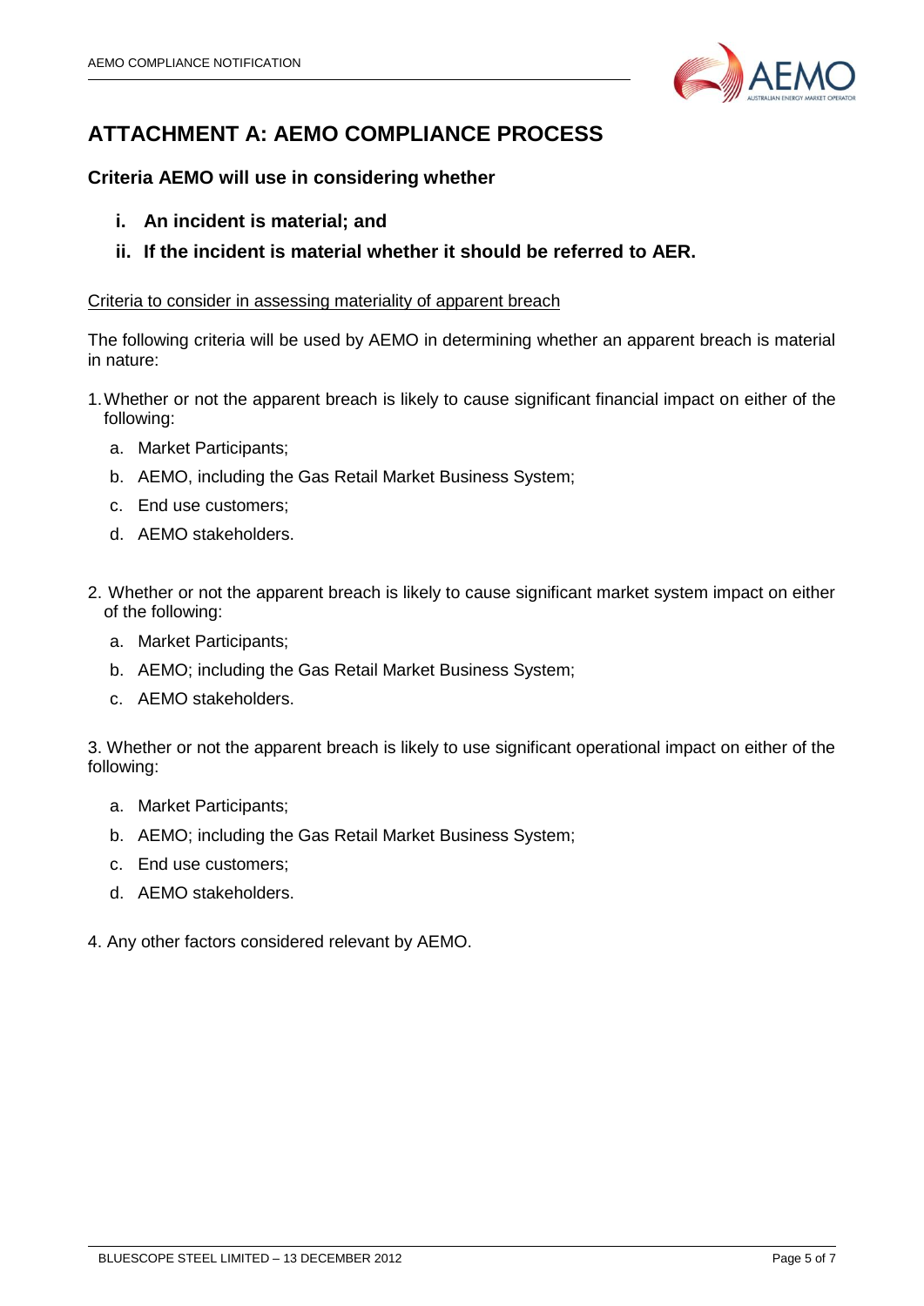# ATTACHMENT A: AEMO COMPLIANCE PROCESS

### Criteria AEMO will use in considering whether

- **i. An incident is material; and**
- **ii. If the incident is material whether it should be referred to AER.**

<u>Criteria to consider in assessing materiality of apparent breach</u>

The following criteria will be used by AEMO in determining whether an apparent breach is material in nature:

1. Whether or not the apparent breach is likely to cause significant financial impact on either of the following:
   a. Market Participants;
   b. AEMO, including the Gas Retail Market Business System;
   c. End use customers;
   d. AEMO stakeholders.

2. Whether or not the apparent breach is likely to cause significant market system impact on either of the following:
   a. Market Participants;
   b. AEMO; including the Gas Retail Market Business System;
   c. AEMO stakeholders.

3. Whether or not the apparent breach is likely to use significant operational impact on either of the following:
   a. Market Participants;
   b. AEMO; including the Gas Retail Market Business System;
   c. End use customers;
   d. AEMO stakeholders.

4. Any other factors considered relevant by AEMO.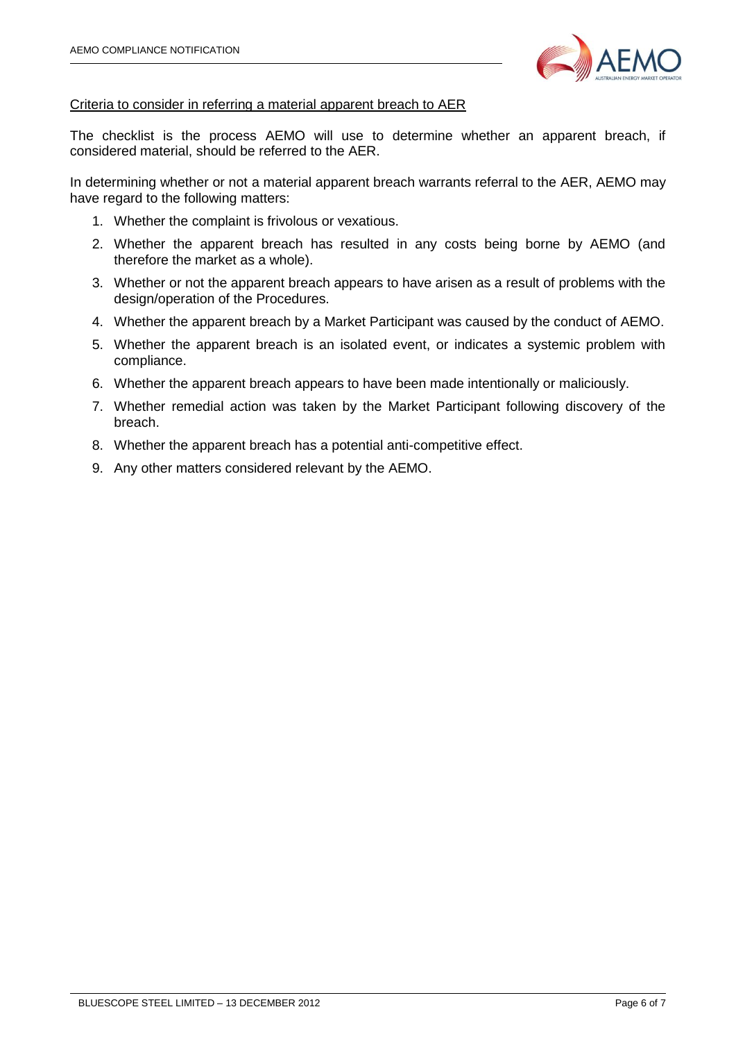Criteria to consider in referring a material apparent breach to AER

The checklist is the process AEMO will use to determine whether an apparent breach, if considered material, should be referred to the AER.

In determining whether or not a material apparent breach warrants referral to the AER, AEMO may have regard to the following matters:

1. Whether the complaint is frivolous or vexatious.
2. Whether the apparent breach has resulted in any costs being borne by AEMO (and therefore the market as a whole).
3. Whether or not the apparent breach appears to have arisen as a result of problems with the design/operation of the Procedures.
4. Whether the apparent breach by a Market Participant was caused by the conduct of AEMO.
5. Whether the apparent breach is an isolated event, or indicates a systemic problem with compliance.
6. Whether the apparent breach appears to have been made intentionally or maliciously.
7. Whether remedial action was taken by the Market Participant following discovery of the breach.
8. Whether the apparent breach has a potential anti-competitive effect.
9. Any other matters considered relevant by the AEMO.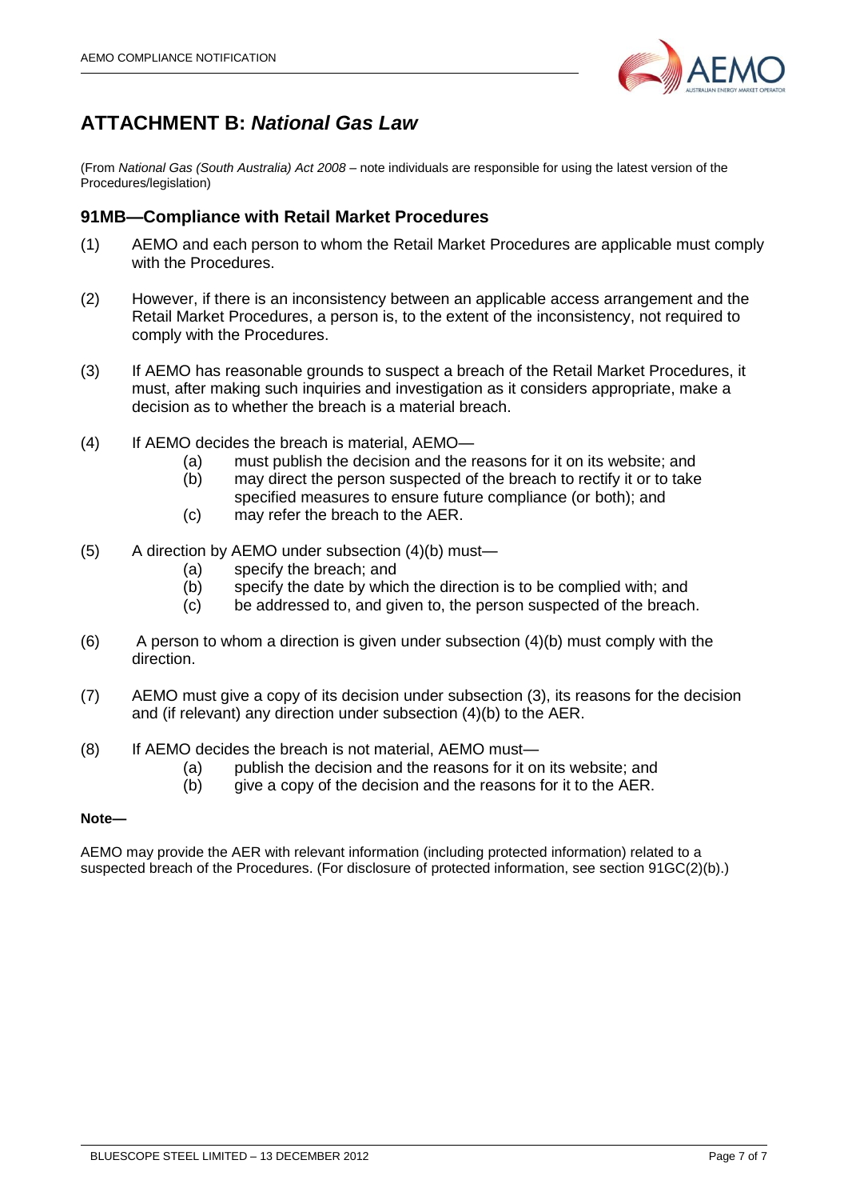# ATTACHMENT B: *National Gas Law*

(From *National Gas (South Australia) Act 2008* – note individuals are responsible for using the latest version of the Procedures/legislation)

## 91MB—Compliance with Retail Market Procedures

(1) AEMO and each person to whom the Retail Market Procedures are applicable must comply with the Procedures.

(2) However, if there is an inconsistency between an applicable access arrangement and the Retail Market Procedures, a person is, to the extent of the inconsistency, not required to comply with the Procedures.

(3) If AEMO has reasonable grounds to suspect a breach of the Retail Market Procedures, it must, after making such inquiries and investigation as it considers appropriate, make a decision as to whether the breach is a material breach.

(4) If AEMO decides the breach is material, AEMO—

- (a) must publish the decision and the reasons for it on its website; and
- (b) may direct the person suspected of the breach to rectify it or to take specified measures to ensure future compliance (or both); and
- (c) may refer the breach to the AER.

(5) A direction by AEMO under subsection (4)(b) must—

- (a) specify the breach; and
- (b) specify the date by which the direction is to be complied with; and
- (c) be addressed to, and given to, the person suspected of the breach.

(6) A person to whom a direction is given under subsection (4)(b) must comply with the direction.

(7) AEMO must give a copy of its decision under subsection (3), its reasons for the decision and (if relevant) any direction under subsection (4)(b) to the AER.

(8) If AEMO decides the breach is not material, AEMO must—

- (a) publish the decision and the reasons for it on its website; and
- (b) give a copy of the decision and the reasons for it to the AER.

**Note—**

AEMO may provide the AER with relevant information (including protected information) related to a suspected breach of the Procedures. (For disclosure of protected information, see section 91GC(2)(b).)